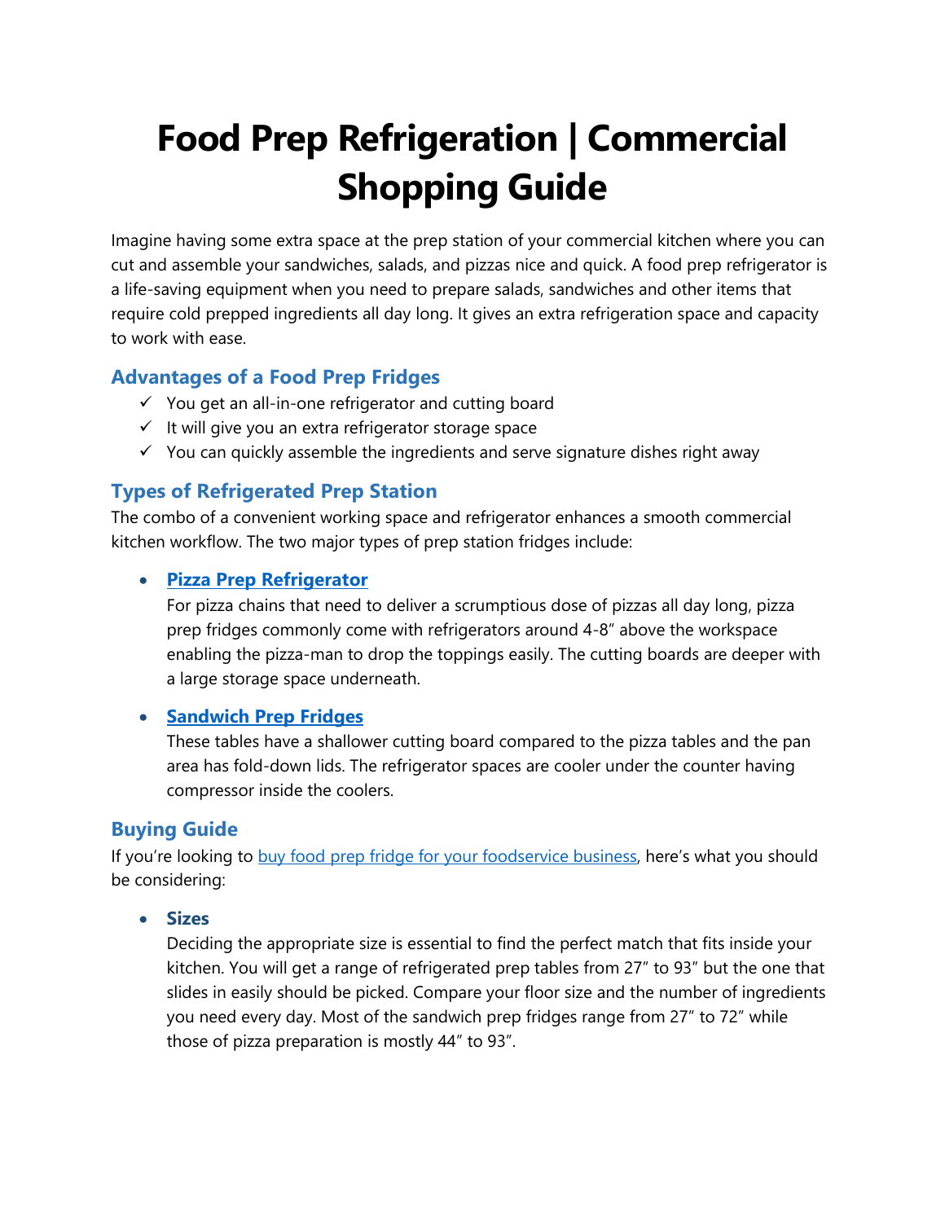# Food Prep Refrigeration | Commercial Shopping Guide

Imagine having some extra space at the prep station of your commercial kitchen where you can cut and assemble your sandwiches, salads, and pizzas nice and quick. A food prep refrigerator is a life-saving equipment when you need to prepare salads, sandwiches and other items that require cold prepped ingredients all day long. It gives an extra refrigeration space and capacity to work with ease.

## Advantages of a Food Prep Fridges

- ✓ You get an all-in-one refrigerator and cutting board
- ✓ It will give you an extra refrigerator storage space
- ✓ You can quickly assemble the ingredients and serve signature dishes right away

## Types of Refrigerated Prep Station

The combo of a convenient working space and refrigerator enhances a smooth commercial kitchen workflow. The two major types of prep station fridges include:

- **Pizza Prep Refrigerator**
  For pizza chains that need to deliver a scrumptious dose of pizzas all day long, pizza prep fridges commonly come with refrigerators around 4-8" above the workspace enabling the pizza-man to drop the toppings easily. The cutting boards are deeper with a large storage space underneath.

- **Sandwich Prep Fridges**
  These tables have a shallower cutting board compared to the pizza tables and the pan area has fold-down lids. The refrigerator spaces are cooler under the counter having compressor inside the coolers.

## Buying Guide

If you're looking to buy food prep fridge for your foodservice business, here's what you should be considering:

- **Sizes**
  Deciding the appropriate size is essential to find the perfect match that fits inside your kitchen. You will get a range of refrigerated prep tables from 27" to 93" but the one that slides in easily should be picked. Compare your floor size and the number of ingredients you need every day. Most of the sandwich prep fridges range from 27" to 72" while those of pizza preparation is mostly 44" to 93".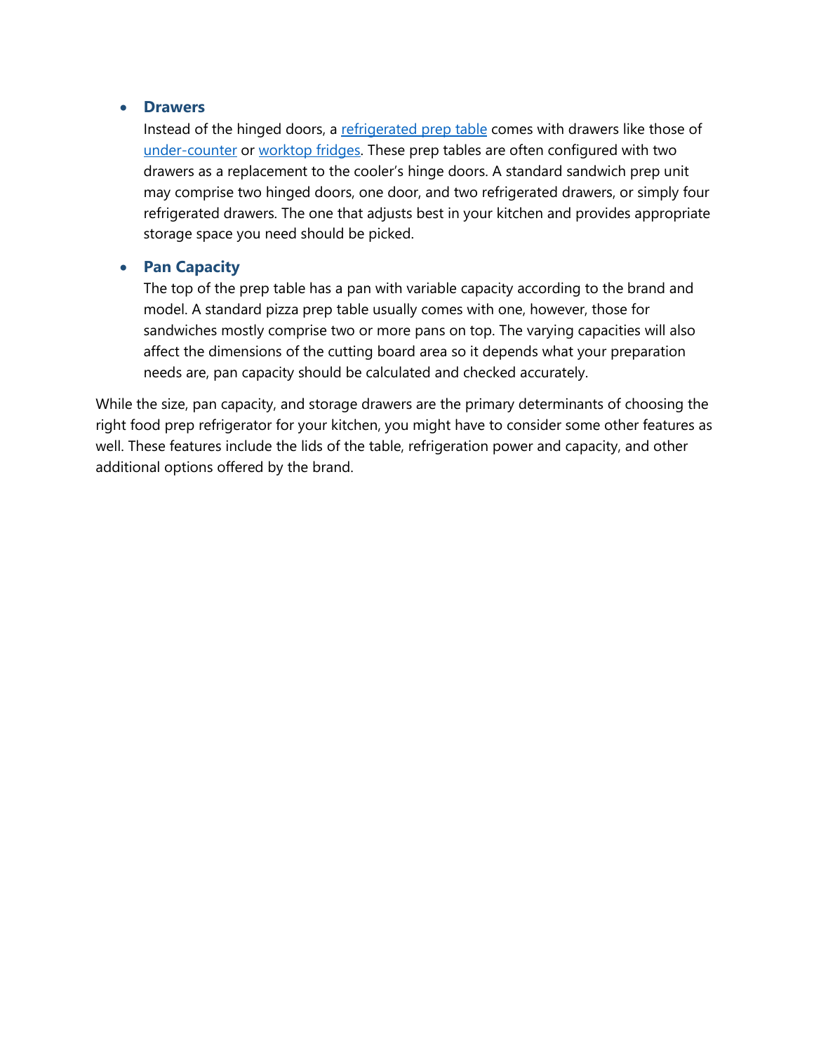- **Drawers**
  Instead of the hinged doors, a refrigerated prep table comes with drawers like those of under-counter or worktop fridges. These prep tables are often configured with two drawers as a replacement to the cooler's hinge doors. A standard sandwich prep unit may comprise two hinged doors, one door, and two refrigerated drawers, or simply four refrigerated drawers. The one that adjusts best in your kitchen and provides appropriate storage space you need should be picked.

- **Pan Capacity**
  The top of the prep table has a pan with variable capacity according to the brand and model. A standard pizza prep table usually comes with one, however, those for sandwiches mostly comprise two or more pans on top. The varying capacities will also affect the dimensions of the cutting board area so it depends what your preparation needs are, pan capacity should be calculated and checked accurately.

While the size, pan capacity, and storage drawers are the primary determinants of choosing the right food prep refrigerator for your kitchen, you might have to consider some other features as well. These features include the lids of the table, refrigeration power and capacity, and other additional options offered by the brand.